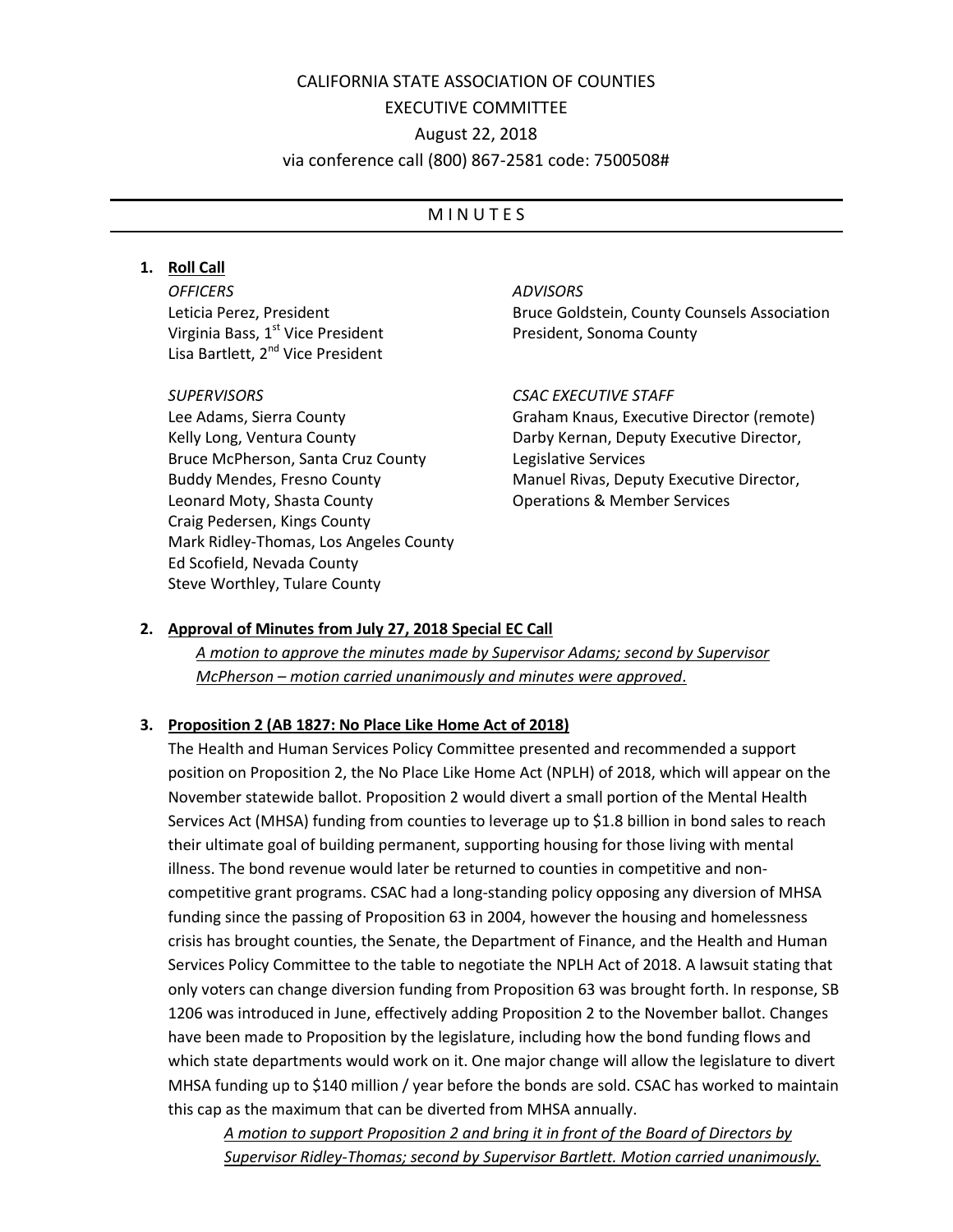# CALIFORNIA STATE ASSOCIATION OF COUNTIES
# EXECUTIVE COMMITTEE
## August 22, 2018
via conference call (800) 867-2581 code: 7500508#

---

## M I N U T E S

---

1. **Roll Call**

   *OFFICERS*
   Leticia Perez, President
   Virginia Bass, 1st Vice President
   Lisa Bartlett, 2nd Vice President

   *SUPERVISORS*
   Lee Adams, Sierra County
   Kelly Long, Ventura County
   Bruce McPherson, Santa Cruz County
   Buddy Mendes, Fresno County
   Leonard Moty, Shasta County
   Craig Pedersen, Kings County
   Mark Ridley-Thomas, Los Angeles County
   Ed Scofield, Nevada County
   Steve Worthley, Tulare County

   *ADVISORS*
   Bruce Goldstein, County Counsels Association President, Sonoma County

   *CSAC EXECUTIVE STAFF*
   Graham Knaus, Executive Director (remote)
   Darby Kernan, Deputy Executive Director, Legislative Services
   Manuel Rivas, Deputy Executive Director, Operations & Member Services

2. **Approval of Minutes from July 27, 2018 Special EC Call**

   *A motion to approve the minutes made by Supervisor Adams; second by Supervisor McPherson – motion carried unanimously and minutes were approved.*

3. **Proposition 2 (AB 1827: No Place Like Home Act of 2018)**

   The Health and Human Services Policy Committee presented and recommended a support position on Proposition 2, the No Place Like Home Act (NPLH) of 2018, which will appear on the November statewide ballot. Proposition 2 would divert a small portion of the Mental Health Services Act (MHSA) funding from counties to leverage up to $1.8 billion in bond sales to reach their ultimate goal of building permanent, supporting housing for those living with mental illness. The bond revenue would later be returned to counties in competitive and non-competitive grant programs. CSAC had a long-standing policy opposing any diversion of MHSA funding since the passing of Proposition 63 in 2004, however the housing and homelessness crisis has brought counties, the Senate, the Department of Finance, and the Health and Human Services Policy Committee to the table to negotiate the NPLH Act of 2018. A lawsuit stating that only voters can change diversion funding from Proposition 63 was brought forth. In response, SB 1206 was introduced in June, effectively adding Proposition 2 to the November ballot. Changes have been made to Proposition by the legislature, including how the bond funding flows and which state departments would work on it. One major change will allow the legislature to divert MHSA funding up to $140 million / year before the bonds are sold. CSAC has worked to maintain this cap as the maximum that can be diverted from MHSA annually.

   *A motion to support Proposition 2 and bring it in front of the Board of Directors by Supervisor Ridley-Thomas; second by Supervisor Bartlett. Motion carried unanimously.*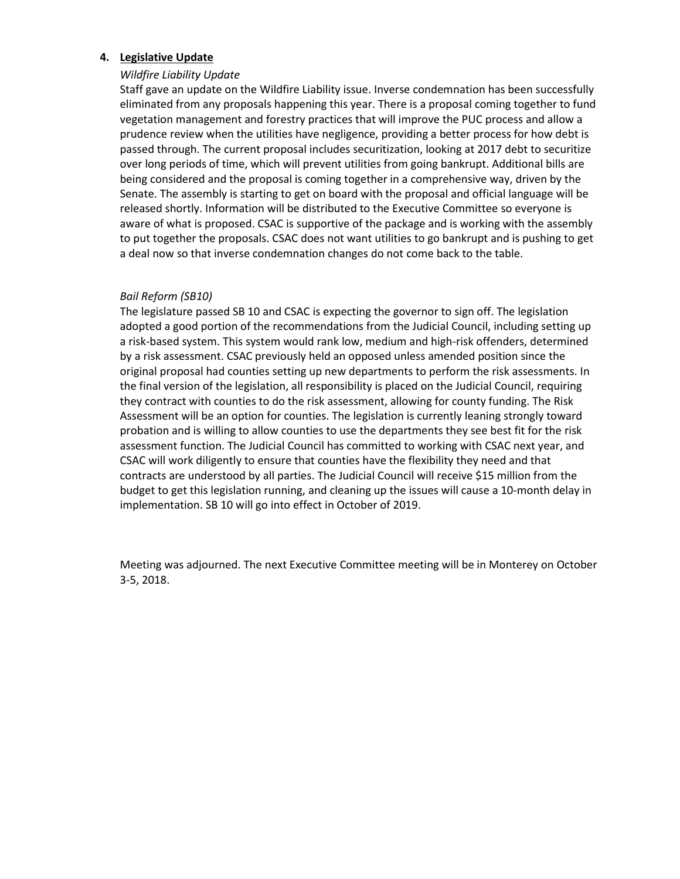## 4. <u>Legislative Update</u>

*Wildfire Liability Update*

Staff gave an update on the Wildfire Liability issue. Inverse condemnation has been successfully eliminated from any proposals happening this year. There is a proposal coming together to fund vegetation management and forestry practices that will improve the PUC process and allow a prudence review when the utilities have negligence, providing a better process for how debt is passed through. The current proposal includes securitization, looking at 2017 debt to securitize over long periods of time, which will prevent utilities from going bankrupt. Additional bills are being considered and the proposal is coming together in a comprehensive way, driven by the Senate. The assembly is starting to get on board with the proposal and official language will be released shortly. Information will be distributed to the Executive Committee so everyone is aware of what is proposed. CSAC is supportive of the package and is working with the assembly to put together the proposals. CSAC does not want utilities to go bankrupt and is pushing to get a deal now so that inverse condemnation changes do not come back to the table.

*Bail Reform (SB10)*

The legislature passed SB 10 and CSAC is expecting the governor to sign off. The legislation adopted a good portion of the recommendations from the Judicial Council, including setting up a risk-based system. This system would rank low, medium and high-risk offenders, determined by a risk assessment. CSAC previously held an opposed unless amended position since the original proposal had counties setting up new departments to perform the risk assessments. In the final version of the legislation, all responsibility is placed on the Judicial Council, requiring they contract with counties to do the risk assessment, allowing for county funding. The Risk Assessment will be an option for counties. The legislation is currently leaning strongly toward probation and is willing to allow counties to use the departments they see best fit for the risk assessment function. The Judicial Council has committed to working with CSAC next year, and CSAC will work diligently to ensure that counties have the flexibility they need and that contracts are understood by all parties. The Judicial Council will receive $15 million from the budget to get this legislation running, and cleaning up the issues will cause a 10-month delay in implementation. SB 10 will go into effect in October of 2019.

Meeting was adjourned. The next Executive Committee meeting will be in Monterey on October 3-5, 2018.